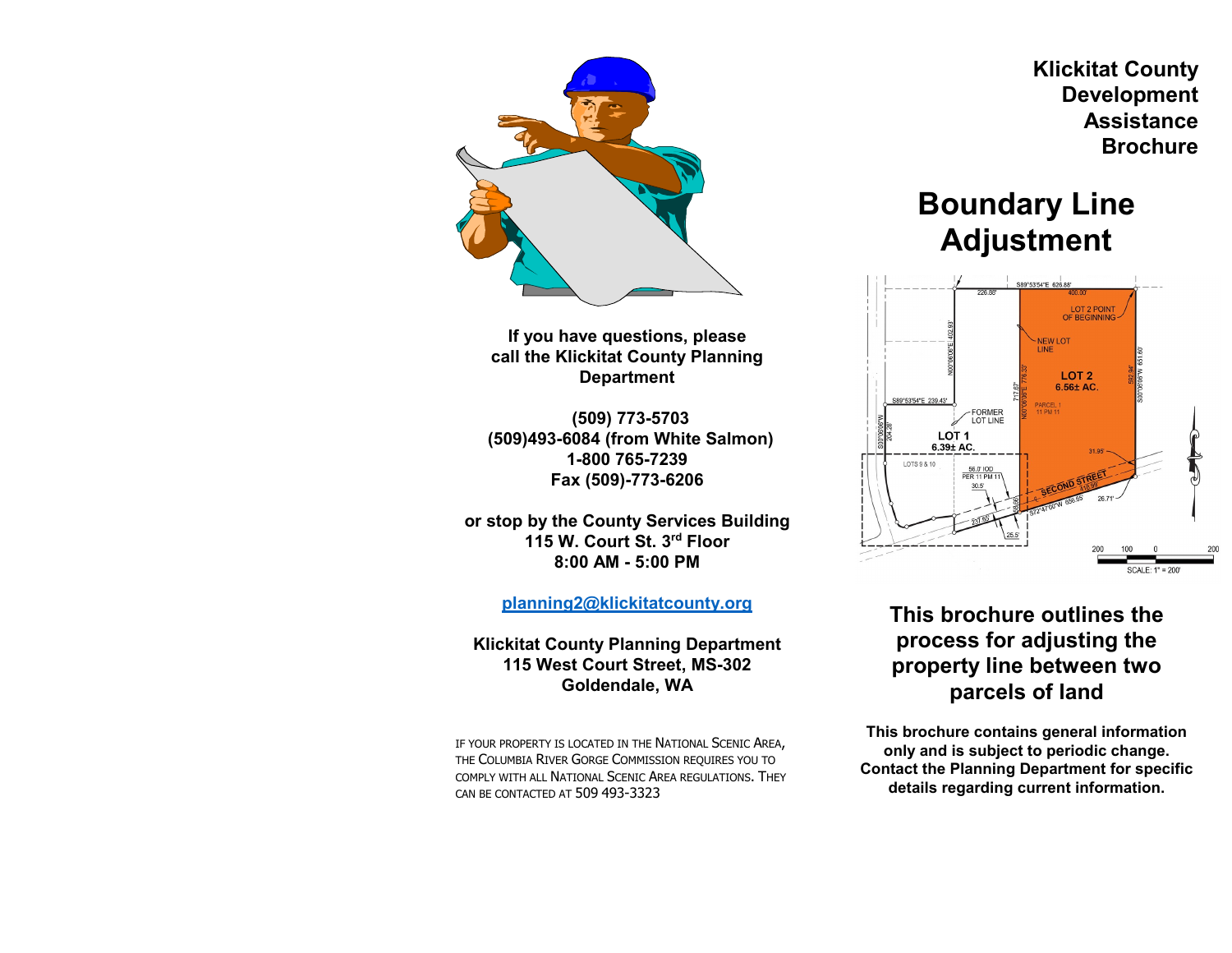If you have questions, please call the Klickitat County Planning Department

(509) 773-5703
(509)493-6084 (from White Salmon)
1-800 765-7239
Fax (509)-773-6206

or stop by the County Services Building
115 W. Court St. 3rd Floor
8:00 AM - 5:00 PM

planning2@klickitatcounty.org

**Klickitat County Planning Department**
**115 West Court Street, MS-302**
**Goldendale, WA**

IF YOUR PROPERTY IS LOCATED IN THE NATIONAL SCENIC AREA, THE COLUMBIA RIVER GORGE COMMISSION REQUIRES YOU TO COMPLY WITH ALL NATIONAL SCENIC AREA REGULATIONS. THEY CAN BE CONTACTED AT 509 493-3323

**Klickitat County Development Assistance Brochure**

# Boundary Line Adjustment

## This brochure outlines the process for adjusting the property line between two parcels of land

**This brochure contains general information only and is subject to periodic change. Contact the Planning Department for specific details regarding current information.**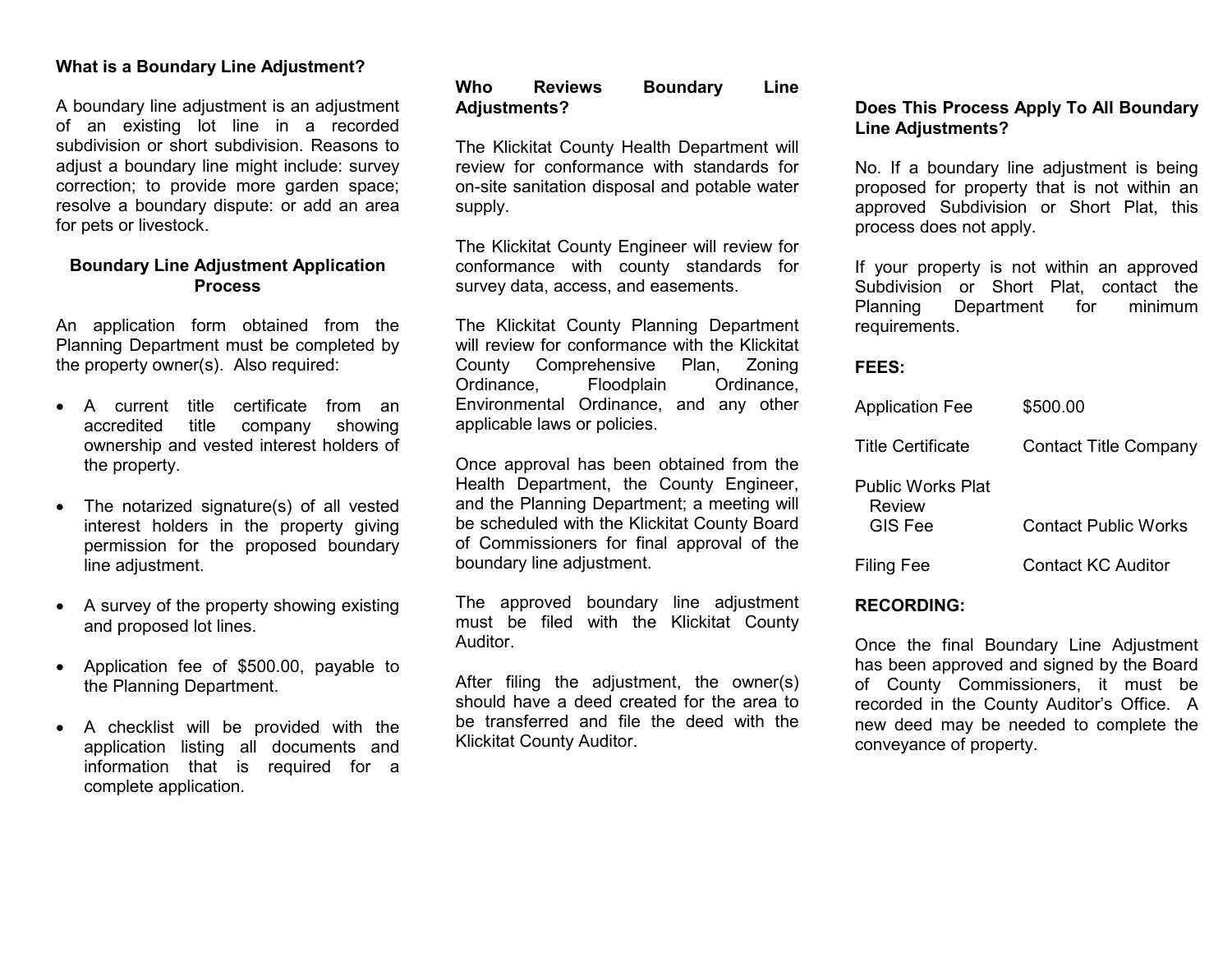**What is a Boundary Line Adjustment?**

A boundary line adjustment is an adjustment of an existing lot line in a recorded subdivision or short subdivision. Reasons to adjust a boundary line might include: survey correction; to provide more garden space; resolve a boundary dispute: or add an area for pets or livestock.

**Boundary Line Adjustment Application Process**

An application form obtained from the Planning Department must be completed by the property owner(s). Also required:

- A current title certificate from an accredited title company showing ownership and vested interest holders of the property.
- The notarized signature(s) of all vested interest holders in the property giving permission for the proposed boundary line adjustment.
- A survey of the property showing existing and proposed lot lines.
- Application fee of $500.00, payable to the Planning Department.
- A checklist will be provided with the application listing all documents and information that is required for a complete application.

**Who Reviews Boundary Line Adjustments?**

The Klickitat County Health Department will review for conformance with standards for on-site sanitation disposal and potable water supply.

The Klickitat County Engineer will review for conformance with county standards for survey data, access, and easements.

The Klickitat County Planning Department will review for conformance with the Klickitat County Comprehensive Plan, Zoning Ordinance, Floodplain Ordinance, Environmental Ordinance, and any other applicable laws or policies.

Once approval has been obtained from the Health Department, the County Engineer, and the Planning Department; a meeting will be scheduled with the Klickitat County Board of Commissioners for final approval of the boundary line adjustment.

The approved boundary line adjustment must be filed with the Klickitat County Auditor.

After filing the adjustment, the owner(s) should have a deed created for the area to be transferred and file the deed with the Klickitat County Auditor.

**Does This Process Apply To All Boundary Line Adjustments?**

No. If a boundary line adjustment is being proposed for property that is not within an approved Subdivision or Short Plat, this process does not apply.

If your property is not within an approved Subdivision or Short Plat, contact the Planning Department for minimum requirements.

**FEES:**

| | |
|---|---|
| Application Fee | $500.00 |
| Title Certificate | Contact Title Company |
| Public Works Plat Review GIS Fee | Contact Public Works |
| Filing Fee | Contact KC Auditor |

**RECORDING:**

Once the final Boundary Line Adjustment has been approved and signed by the Board of County Commissioners, it must be recorded in the County Auditor's Office. A new deed may be needed to complete the conveyance of property.